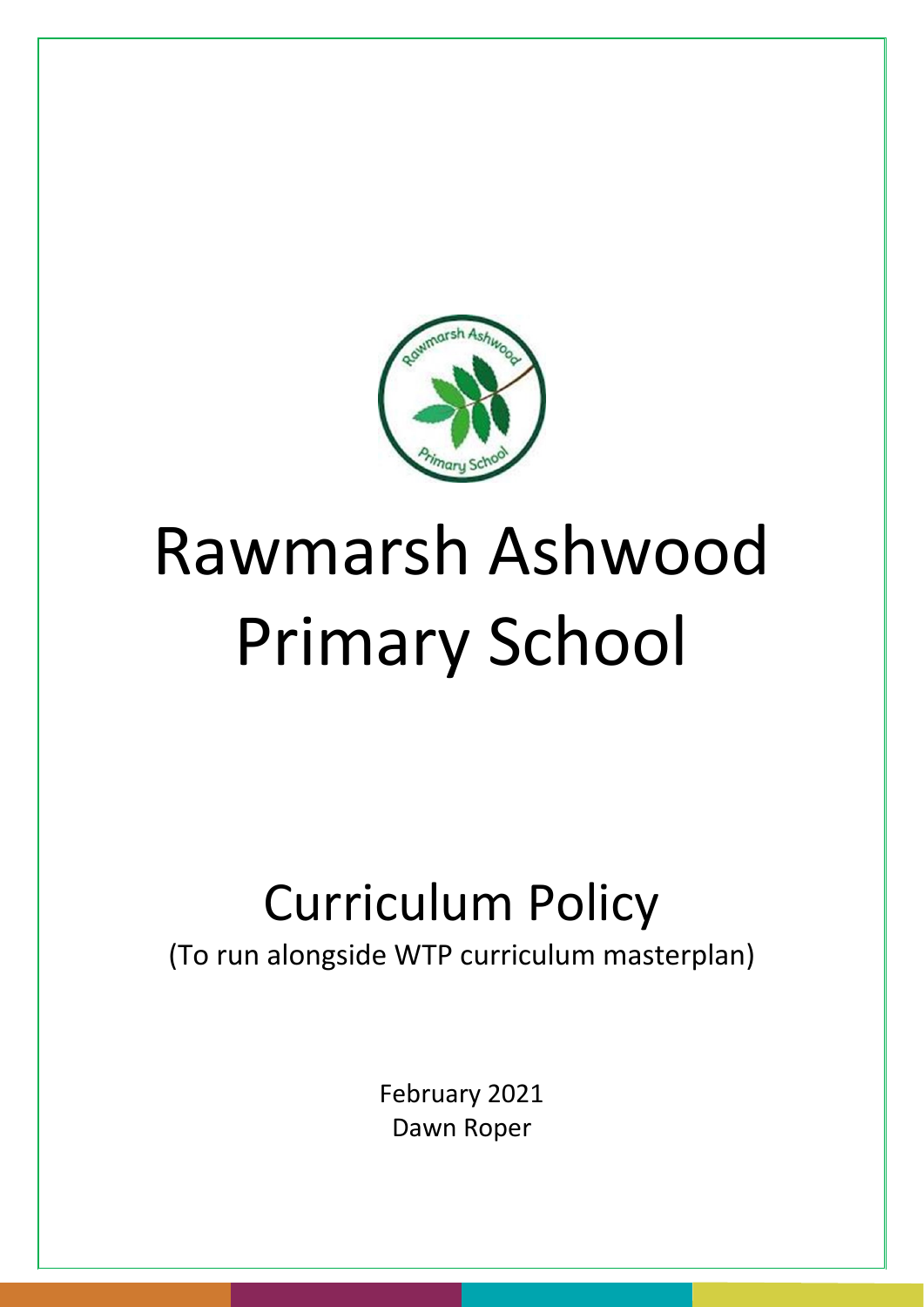# Rawmarsh Ashwood Primary School

## Curriculum Policy

(To run alongside WTP curriculum masterplan)

February 2021

Dawn Roper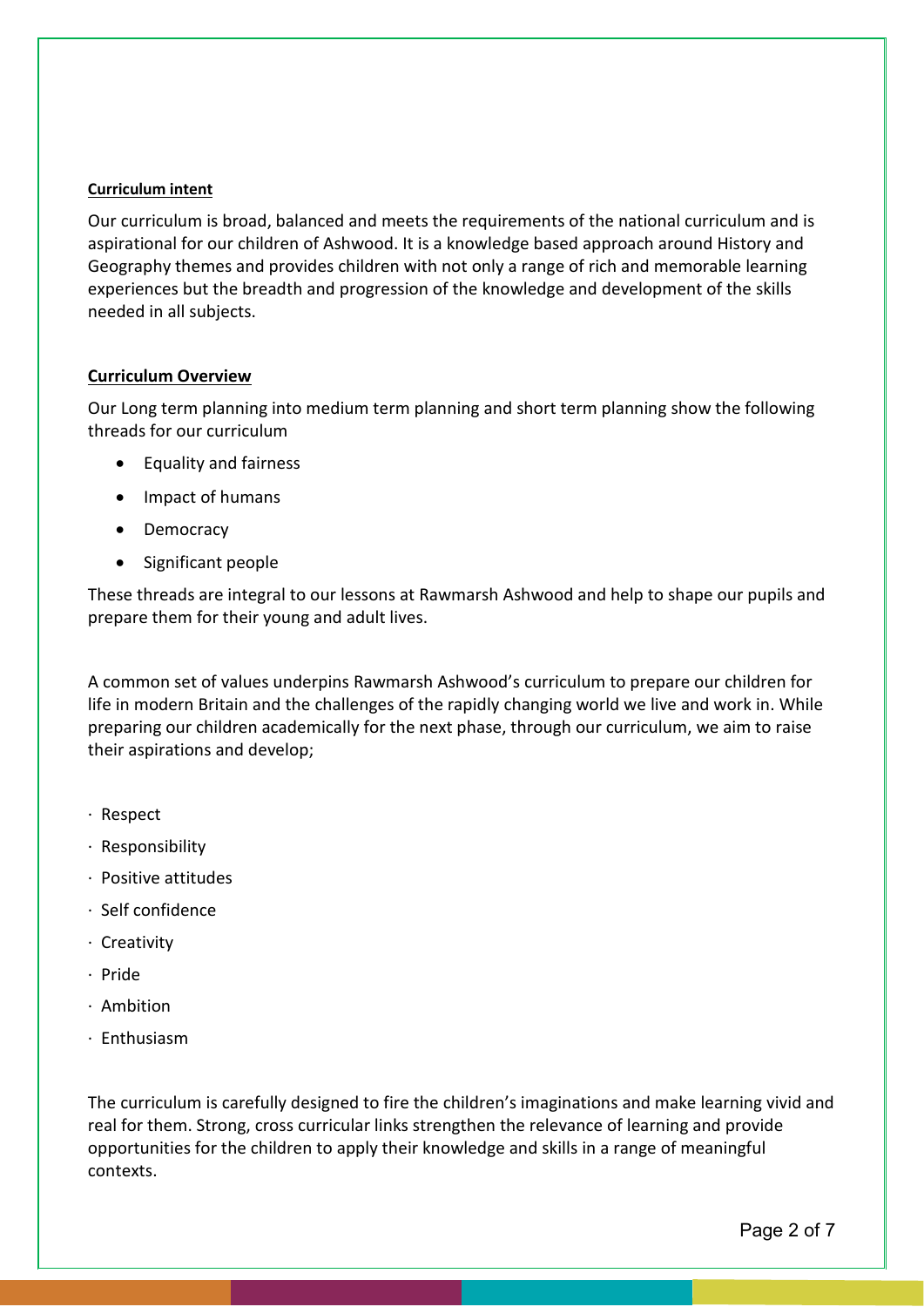**Curriculum intent**

Our curriculum is broad, balanced and meets the requirements of the national curriculum and is aspirational for our children of Ashwood. It is a knowledge based approach around History and Geography themes and provides children with not only a range of rich and memorable learning experiences but the breadth and progression of the knowledge and development of the skills needed in all subjects.

**Curriculum Overview**

Our Long term planning into medium term planning and short term planning show the following threads for our curriculum

- Equality and fairness
- Impact of humans
- Democracy
- Significant people

These threads are integral to our lessons at Rawmarsh Ashwood and help to shape our pupils and prepare them for their young and adult lives.

A common set of values underpins Rawmarsh Ashwood's curriculum to prepare our children for life in modern Britain and the challenges of the rapidly changing world we live and work in. While preparing our children academically for the next phase, through our curriculum, we aim to raise their aspirations and develop;

- Respect
- Responsibility
- Positive attitudes
- Self confidence
- Creativity
- Pride
- Ambition
- Enthusiasm

The curriculum is carefully designed to fire the children's imaginations and make learning vivid and real for them. Strong, cross curricular links strengthen the relevance of learning and provide opportunities for the children to apply their knowledge and skills in a range of meaningful contexts.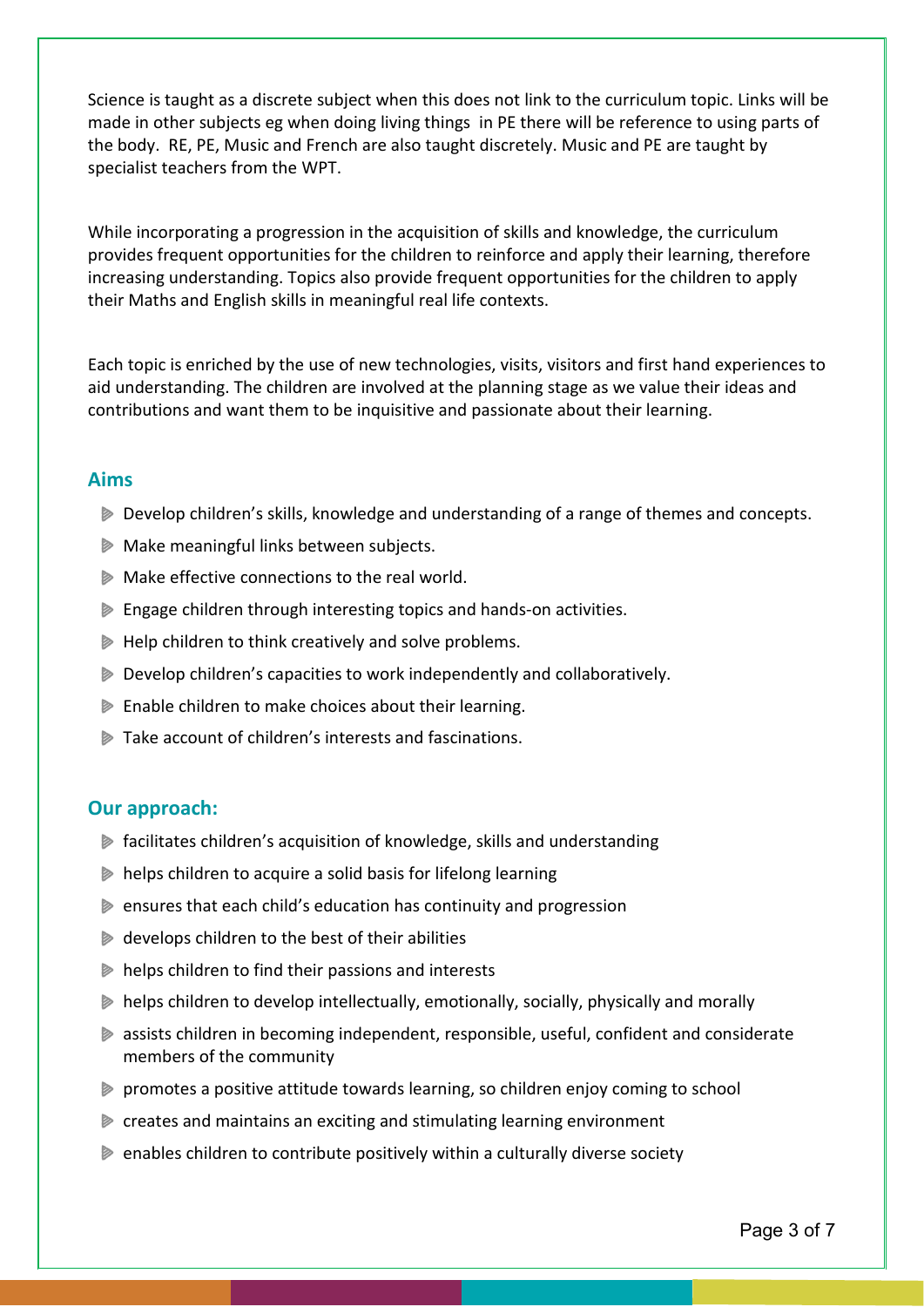Science is taught as a discrete subject when this does not link to the curriculum topic. Links will be made in other subjects eg when doing living things  in PE there will be reference to using parts of the body.  RE, PE, Music and French are also taught discretely. Music and PE are taught by specialist teachers from the WPT.

While incorporating a progression in the acquisition of skills and knowledge, the curriculum provides frequent opportunities for the children to reinforce and apply their learning, therefore increasing understanding. Topics also provide frequent opportunities for the children to apply their Maths and English skills in meaningful real life contexts.

Each topic is enriched by the use of new technologies, visits, visitors and first hand experiences to aid understanding. The children are involved at the planning stage as we value their ideas and contributions and want them to be inquisitive and passionate about their learning.

## Aims

- Develop children's skills, knowledge and understanding of a range of themes and concepts.
- Make meaningful links between subjects.
- Make effective connections to the real world.
- Engage children through interesting topics and hands-on activities.
- Help children to think creatively and solve problems.
- Develop children's capacities to work independently and collaboratively.
- Enable children to make choices about their learning.
- Take account of children's interests and fascinations.

## Our approach:

- facilitates children's acquisition of knowledge, skills and understanding
- helps children to acquire a solid basis for lifelong learning
- ensures that each child's education has continuity and progression
- develops children to the best of their abilities
- helps children to find their passions and interests
- helps children to develop intellectually, emotionally, socially, physically and morally
- assists children in becoming independent, responsible, useful, confident and considerate members of the community
- promotes a positive attitude towards learning, so children enjoy coming to school
- creates and maintains an exciting and stimulating learning environment
- enables children to contribute positively within a culturally diverse society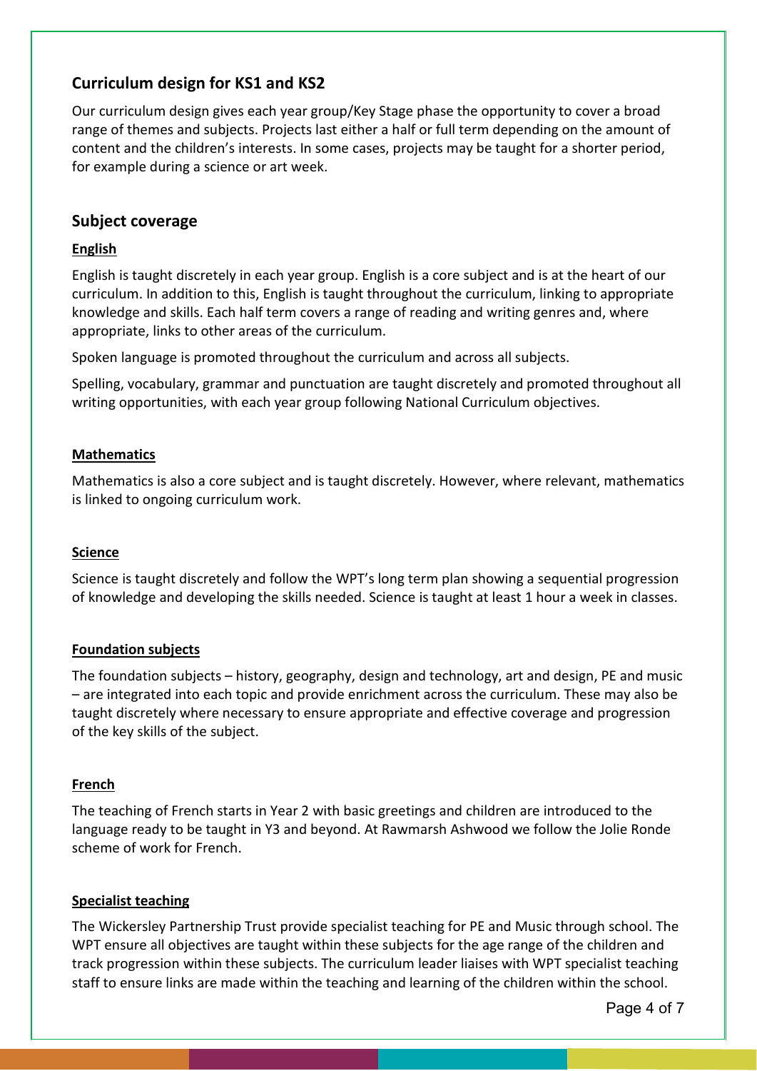## Curriculum design for KS1 and KS2

Our curriculum design gives each year group/Key Stage phase the opportunity to cover a broad range of themes and subjects. Projects last either a half or full term depending on the amount of content and the children's interests. In some cases, projects may be taught for a shorter period, for example during a science or art week.

## Subject coverage

### English

English is taught discretely in each year group. English is a core subject and is at the heart of our curriculum. In addition to this, English is taught throughout the curriculum, linking to appropriate knowledge and skills. Each half term covers a range of reading and writing genres and, where appropriate, links to other areas of the curriculum.

Spoken language is promoted throughout the curriculum and across all subjects.

Spelling, vocabulary, grammar and punctuation are taught discretely and promoted throughout all writing opportunities, with each year group following National Curriculum objectives.

### Mathematics

Mathematics is also a core subject and is taught discretely. However, where relevant, mathematics is linked to ongoing curriculum work.

### Science

Science is taught discretely and follow the WPT's long term plan showing a sequential progression of knowledge and developing the skills needed. Science is taught at least 1 hour a week in classes.

### Foundation subjects

The foundation subjects – history, geography, design and technology, art and design, PE and music – are integrated into each topic and provide enrichment across the curriculum. These may also be taught discretely where necessary to ensure appropriate and effective coverage and progression of the key skills of the subject.

### French

The teaching of French starts in Year 2 with basic greetings and children are introduced to the language ready to be taught in Y3 and beyond. At Rawmarsh Ashwood we follow the Jolie Ronde scheme of work for French.

### Specialist teaching

The Wickersley Partnership Trust provide specialist teaching for PE and Music through school. The WPT ensure all objectives are taught within these subjects for the age range of the children and track progression within these subjects. The curriculum leader liaises with WPT specialist teaching staff to ensure links are made within the teaching and learning of the children within the school.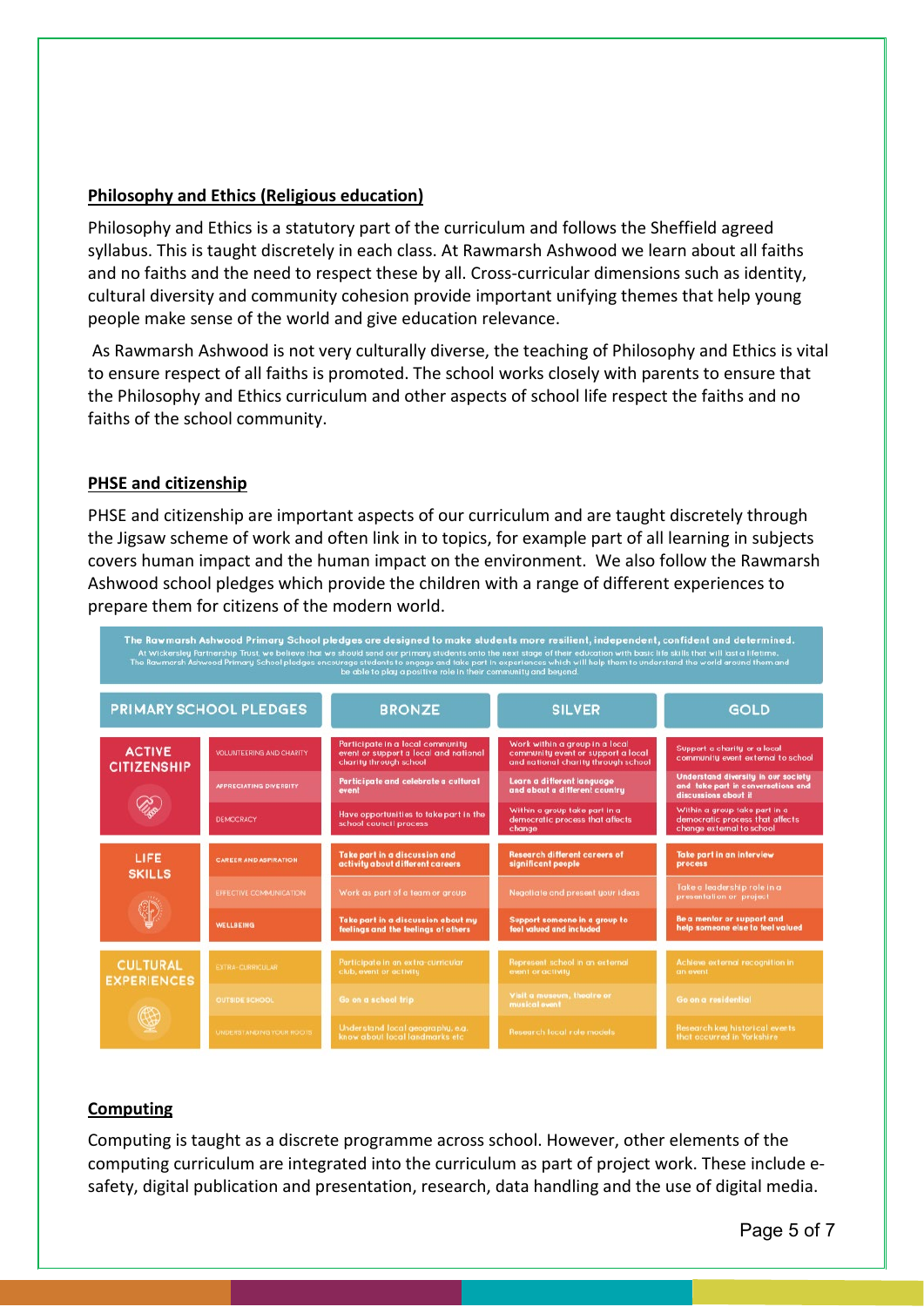**Philosophy and Ethics (Religious education)**

Philosophy and Ethics is a statutory part of the curriculum and follows the Sheffield agreed syllabus. This is taught discretely in each class. At Rawmarsh Ashwood we learn about all faiths and no faiths and the need to respect these by all. Cross-curricular dimensions such as identity, cultural diversity and community cohesion provide important unifying themes that help young people make sense of the world and give education relevance.

As Rawmarsh Ashwood is not very culturally diverse, the teaching of Philosophy and Ethics is vital to ensure respect of all faiths is promoted. The school works closely with parents to ensure that the Philosophy and Ethics curriculum and other aspects of school life respect the faiths and no faiths of the school community.

**PHSE and citizenship**

PHSE and citizenship are important aspects of our curriculum and are taught discretely through the Jigsaw scheme of work and often link in to topics, for example part of all learning in subjects covers human impact and the human impact on the environment. We also follow the Rawmarsh Ashwood school pledges which provide the children with a range of different experiences to prepare them for citizens of the modern world.

**The Rawmarsh Ashwood Primary School pledges are designed to make students more resilient, independent, confident and determined.**

At Wickersley Partnership Trust, we believe that we should send our primary students onto the next stage of their education with basic life skills that will last a lifetime. The Rawmarsh Ashwood Primary School pledges encourage students to engage and take part in experiences which will help them to understand the world around them and be able to play a positive role in their community and beyond.

| PRIMARY SCHOOL PLEDGES | | BRONZE | SILVER | GOLD |
|---|---|---|---|---|
| ACTIVE CITIZENSHIP | VOLUNTEERING AND CHARITY | Participate in a local community event or support a local and national charity through school | Work within a group in a local community event or support a local and national charity through school | Support a charity or a local community event external to school |
| | APPRECIATING DIVERSITY | Participate and celebrate a cultural event | Learn a different language and about a different country | Understand diversity in our society and take part in conversations and discussions about it |
| | DEMOCRACY | Have opportunities to take part in the school council process | Within a group take part in a democratic process that affects change | Within a group take part in a democratic process that affects change external to school |
| LIFE SKILLS | CAREER AND ASPIRATION | Take part in a discussion and activity about different careers | Research different careers of significant people | Take part in an interview process |
| | EFFECTIVE COMMUNICATION | Work as part of a team or group | Negotiate and present your ideas | Take a leadership role in a presentation or project |
| | WELLBEING | Take part in a discussion about my feelings and the feelings of others | Support someone in a group to feel valued and included | Be a mentor or support and help someone else to feel valued |
| CULTURAL EXPERIENCES | EXTRA-CURRICULAR | Participate in an extra-curricular club, event or activity | Represent school in an external event or activity | Achieve external recognition in an event |
| | OUTSIDE SCHOOL | Go on a school trip | Visit a museum, theatre or musical event | Go on a residential |
| | UNDERSTANDING YOUR ROOTS | Understand local geography, e.g. know about local landmarks etc | Research local role models | Research key historical events that occurred in Yorkshire |

**Computing**

Computing is taught as a discrete programme across school. However, other elements of the computing curriculum are integrated into the curriculum as part of project work. These include e-safety, digital publication and presentation, research, data handling and the use of digital media.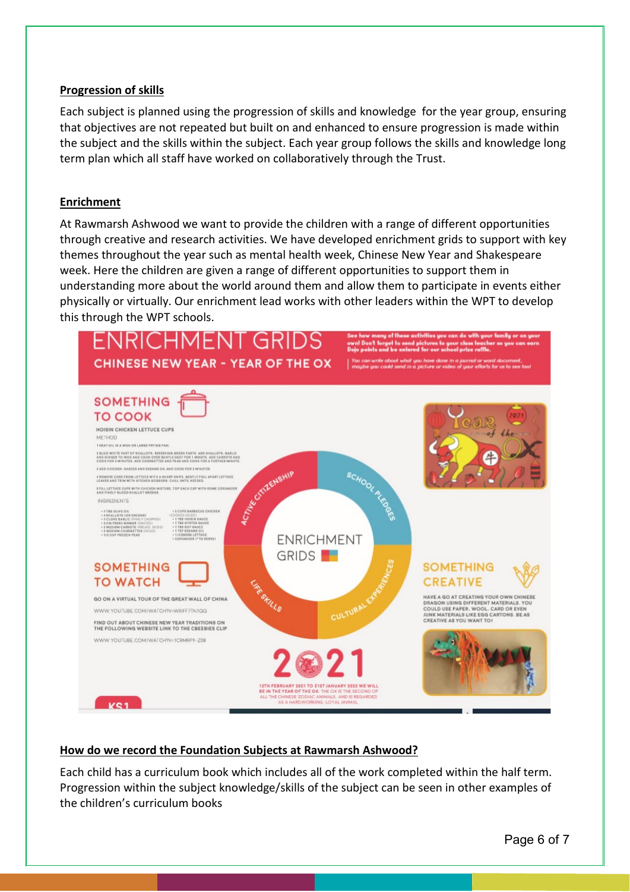## Progression of skills

Each subject is planned using the progression of skills and knowledge for the year group, ensuring that objectives are not repeated but built on and enhanced to ensure progression is made within the subject and the skills within the subject. Each year group follows the skills and knowledge long term plan which all staff have worked on collaboratively through the Trust.

## Enrichment

At Rawmarsh Ashwood we want to provide the children with a range of different opportunities through creative and research activities. We have developed enrichment grids to support with key themes throughout the year such as mental health week, Chinese New Year and Shakespeare week. Here the children are given a range of different opportunities to support them in understanding more about the world around them and allow them to participate in events either physically or virtually. Our enrichment lead works with other leaders within the WPT to develop this through the WPT schools.

## How do we record the Foundation Subjects at Rawmarsh Ashwood?

Each child has a curriculum book which includes all of the work completed within the half term. Progression within the subject knowledge/skills of the subject can be seen in other examples of the children's curriculum books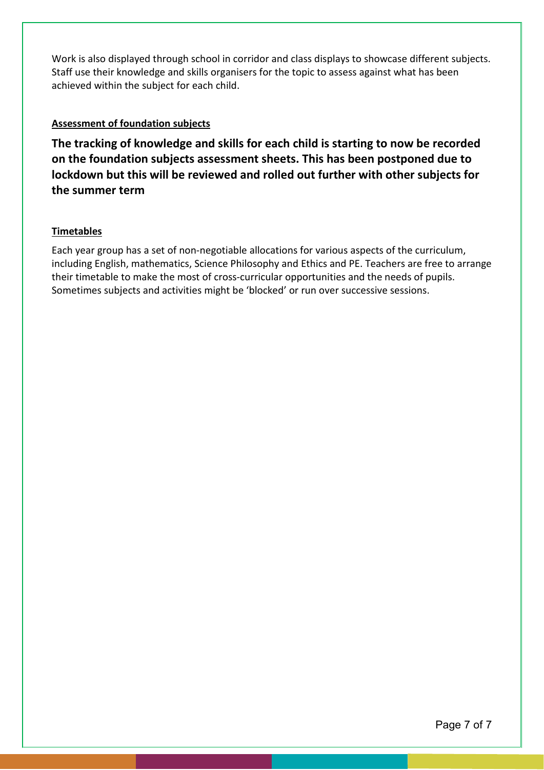Work is also displayed through school in corridor and class displays to showcase different subjects. Staff use their knowledge and skills organisers for the topic to assess against what has been achieved within the subject for each child.

**Assessment of foundation subjects**

**The tracking of knowledge and skills for each child is starting to now be recorded on the foundation subjects assessment sheets. This has been postponed due to lockdown but this will be reviewed and rolled out further with other subjects for the summer term**

**Timetables**

Each year group has a set of non-negotiable allocations for various aspects of the curriculum, including English, mathematics, Science Philosophy and Ethics and PE. Teachers are free to arrange their timetable to make the most of cross-curricular opportunities and the needs of pupils. Sometimes subjects and activities might be 'blocked' or run over successive sessions.